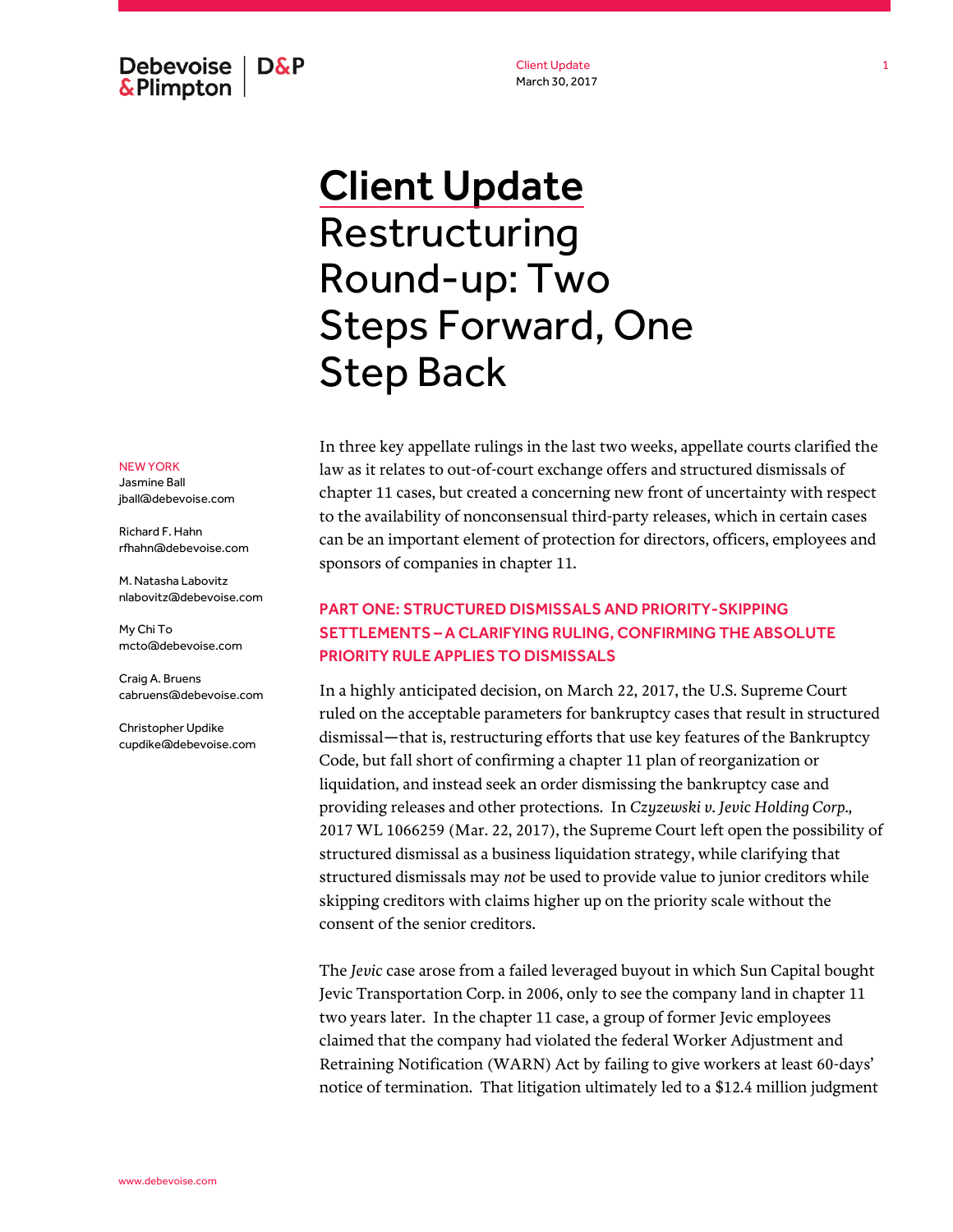# Client Update

# Restructuring Round-up: Two Steps Forward, One Step Back

NEW YORK

Jasmine Ball
jball@debevoise.com

Richard F. Hahn
rfhahn@debevoise.com

M. Natasha Labovitz
nlabovitz@debevoise.com

My Chi To
mcto@debevoise.com

Craig A. Bruens
cabruens@debevoise.com

Christopher Updike
cupdike@debevoise.com

In three key appellate rulings in the last two weeks, appellate courts clarified the law as it relates to out-of-court exchange offers and structured dismissals of chapter 11 cases, but created a concerning new front of uncertainty with respect to the availability of nonconsensual third-party releases, which in certain cases can be an important element of protection for directors, officers, employees and sponsors of companies in chapter 11.

## PART ONE: STRUCTURED DISMISSALS AND PRIORITY-SKIPPING SETTLEMENTS – A CLARIFYING RULING, CONFIRMING THE ABSOLUTE PRIORITY RULE APPLIES TO DISMISSALS

In a highly anticipated decision, on March 22, 2017, the U.S. Supreme Court ruled on the acceptable parameters for bankruptcy cases that result in structured dismissal—that is, restructuring efforts that use key features of the Bankruptcy Code, but fall short of confirming a chapter 11 plan of reorganization or liquidation, and instead seek an order dismissing the bankruptcy case and providing releases and other protections. In *Czyzewski v. Jevic Holding Corp.*, 2017 WL 1066259 (Mar. 22, 2017), the Supreme Court left open the possibility of structured dismissal as a business liquidation strategy, while clarifying that structured dismissals may *not* be used to provide value to junior creditors while skipping creditors with claims higher up on the priority scale without the consent of the senior creditors.

The *Jevic* case arose from a failed leveraged buyout in which Sun Capital bought Jevic Transportation Corp. in 2006, only to see the company land in chapter 11 two years later. In the chapter 11 case, a group of former Jevic employees claimed that the company had violated the federal Worker Adjustment and Retraining Notification (WARN) Act by failing to give workers at least 60-days' notice of termination. That litigation ultimately led to a $12.4 million judgment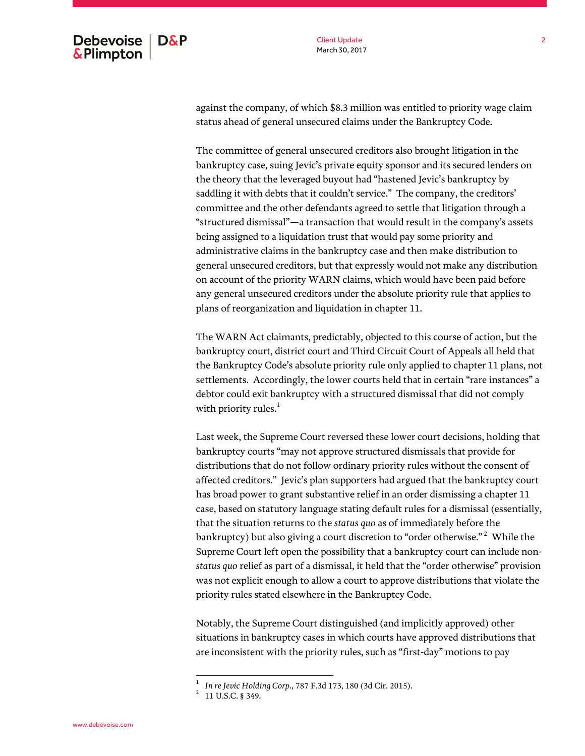against the company, of which $8.3 million was entitled to priority wage claim status ahead of general unsecured claims under the Bankruptcy Code.

The committee of general unsecured creditors also brought litigation in the bankruptcy case, suing Jevic's private equity sponsor and its secured lenders on the theory that the leveraged buyout had "hastened Jevic's bankruptcy by saddling it with debts that it couldn't service." The company, the creditors' committee and the other defendants agreed to settle that litigation through a "structured dismissal"—a transaction that would result in the company's assets being assigned to a liquidation trust that would pay some priority and administrative claims in the bankruptcy case and then make distribution to general unsecured creditors, but that expressly would not make any distribution on account of the priority WARN claims, which would have been paid before any general unsecured creditors under the absolute priority rule that applies to plans of reorganization and liquidation in chapter 11.

The WARN Act claimants, predictably, objected to this course of action, but the bankruptcy court, district court and Third Circuit Court of Appeals all held that the Bankruptcy Code's absolute priority rule only applied to chapter 11 plans, not settlements. Accordingly, the lower courts held that in certain "rare instances" a debtor could exit bankruptcy with a structured dismissal that did not comply with priority rules.[1]

Last week, the Supreme Court reversed these lower court decisions, holding that bankruptcy courts "may not approve structured dismissals that provide for distributions that do not follow ordinary priority rules without the consent of affected creditors." Jevic's plan supporters had argued that the bankruptcy court has broad power to grant substantive relief in an order dismissing a chapter 11 case, based on statutory language stating default rules for a dismissal (essentially, that the situation returns to the *status quo* as of immediately before the bankruptcy) but also giving a court discretion to "order otherwise."[2] While the Supreme Court left open the possibility that a bankruptcy court can include non-*status quo* relief as part of a dismissal, it held that the "order otherwise" provision was not explicit enough to allow a court to approve distributions that violate the priority rules stated elsewhere in the Bankruptcy Code.

Notably, the Supreme Court distinguished (and implicitly approved) other situations in bankruptcy cases in which courts have approved distributions that are inconsistent with the priority rules, such as "first-day" motions to pay

---

1. *In re Jevic Holding Corp*., 787 F.3d 173, 180 (3d Cir. 2015).
2. 11 U.S.C. § 349.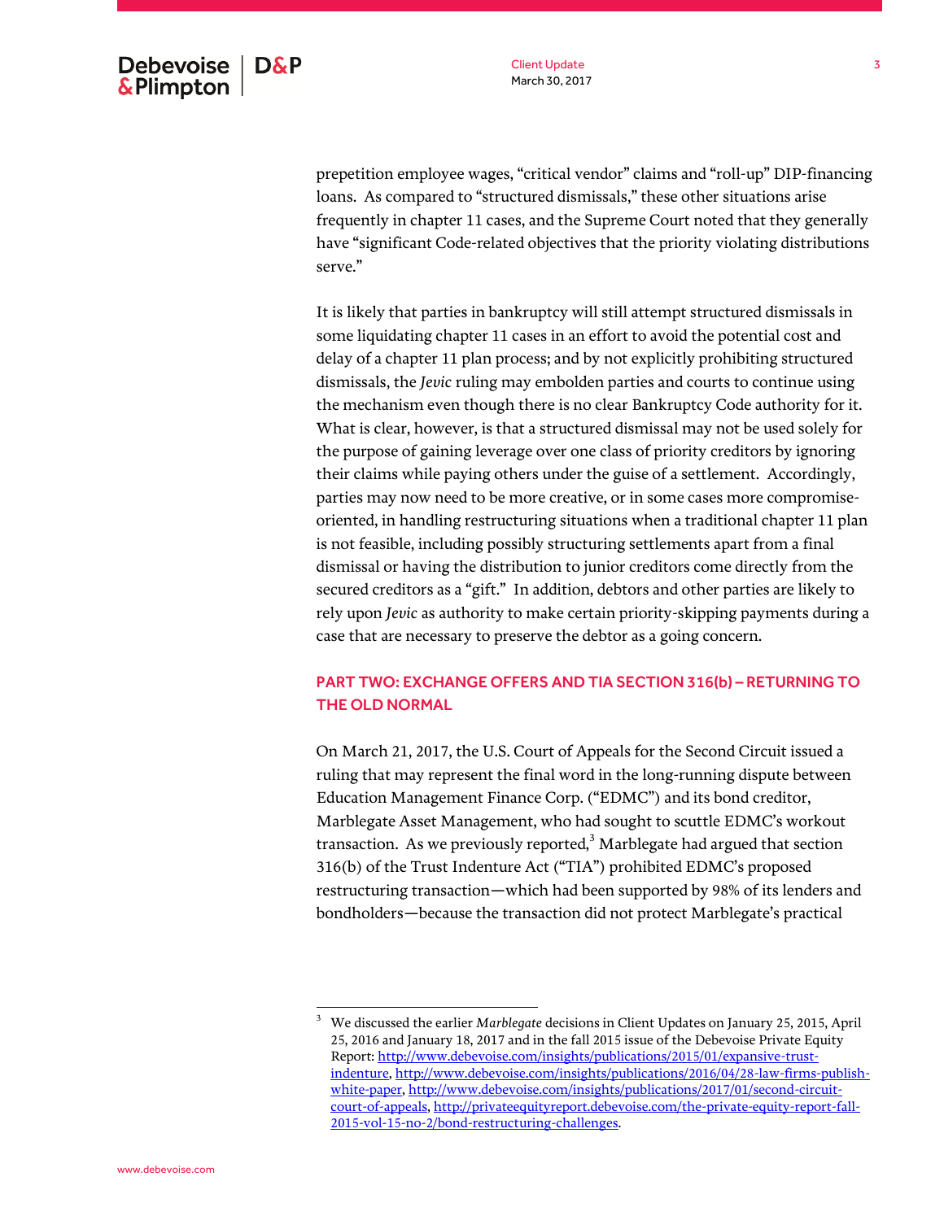prepetition employee wages, "critical vendor" claims and "roll-up" DIP-financing loans. As compared to "structured dismissals," these other situations arise frequently in chapter 11 cases, and the Supreme Court noted that they generally have "significant Code-related objectives that the priority violating distributions serve."

It is likely that parties in bankruptcy will still attempt structured dismissals in some liquidating chapter 11 cases in an effort to avoid the potential cost and delay of a chapter 11 plan process; and by not explicitly prohibiting structured dismissals, the *Jevic* ruling may embolden parties and courts to continue using the mechanism even though there is no clear Bankruptcy Code authority for it. What is clear, however, is that a structured dismissal may not be used solely for the purpose of gaining leverage over one class of priority creditors by ignoring their claims while paying others under the guise of a settlement. Accordingly, parties may now need to be more creative, or in some cases more compromise-oriented, in handling restructuring situations when a traditional chapter 11 plan is not feasible, including possibly structuring settlements apart from a final dismissal or having the distribution to junior creditors come directly from the secured creditors as a "gift." In addition, debtors and other parties are likely to rely upon *Jevic* as authority to make certain priority-skipping payments during a case that are necessary to preserve the debtor as a going concern.

## PART TWO: EXCHANGE OFFERS AND TIA SECTION 316(b) – RETURNING TO THE OLD NORMAL

On March 21, 2017, the U.S. Court of Appeals for the Second Circuit issued a ruling that may represent the final word in the long-running dispute between Education Management Finance Corp. ("EDMC") and its bond creditor, Marblegate Asset Management, who had sought to scuttle EDMC's workout transaction. As we previously reported,[3] Marblegate had argued that section 316(b) of the Trust Indenture Act ("TIA") prohibited EDMC's proposed restructuring transaction—which had been supported by 98% of its lenders and bondholders—because the transaction did not protect Marblegate's practical

---

[3] We discussed the earlier *Marblegate* decisions in Client Updates on January 25, 2015, April 25, 2016 and January 18, 2017 and in the fall 2015 issue of the Debevoise Private Equity Report: http://www.debevoise.com/insights/publications/2015/01/expansive-trust-indenture, http://www.debevoise.com/insights/publications/2016/04/28-law-firms-publish-white-paper, http://www.debevoise.com/insights/publications/2017/01/second-circuit-court-of-appeals, http://privateequityreport.debevoise.com/the-private-equity-report-fall-2015-vol-15-no-2/bond-restructuring-challenges.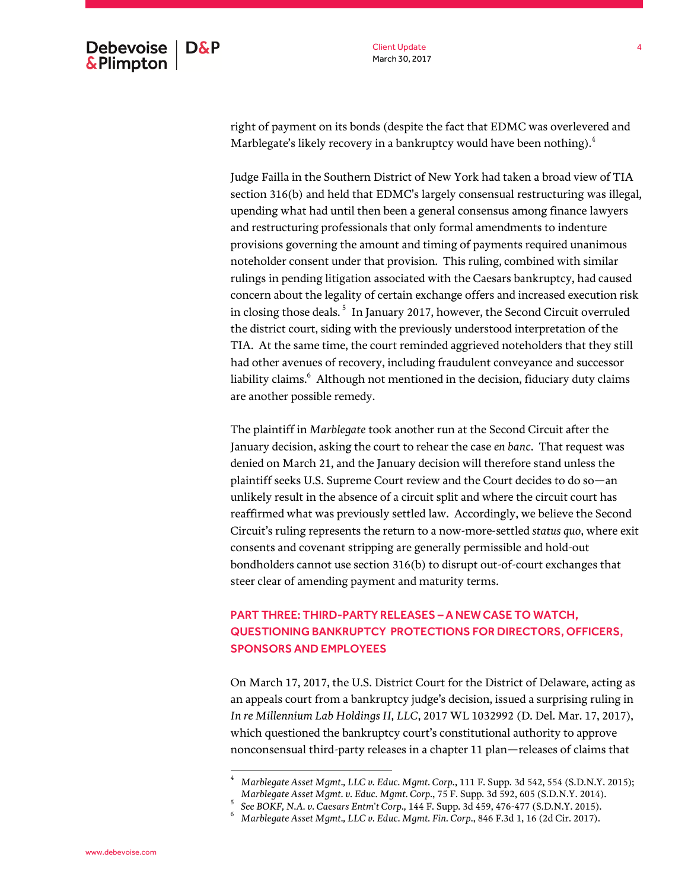right of payment on its bonds (despite the fact that EDMC was overlevered and Marblegate's likely recovery in a bankruptcy would have been nothing).[4]

Judge Failla in the Southern District of New York had taken a broad view of TIA section 316(b) and held that EDMC's largely consensual restructuring was illegal, upending what had until then been a general consensus among finance lawyers and restructuring professionals that only formal amendments to indenture provisions governing the amount and timing of payments required unanimous noteholder consent under that provision. This ruling, combined with similar rulings in pending litigation associated with the Caesars bankruptcy, had caused concern about the legality of certain exchange offers and increased execution risk in closing those deals.[5] In January 2017, however, the Second Circuit overruled the district court, siding with the previously understood interpretation of the TIA. At the same time, the court reminded aggrieved noteholders that they still had other avenues of recovery, including fraudulent conveyance and successor liability claims.[6] Although not mentioned in the decision, fiduciary duty claims are another possible remedy.

The plaintiff in *Marblegate* took another run at the Second Circuit after the January decision, asking the court to rehear the case *en banc*. That request was denied on March 21, and the January decision will therefore stand unless the plaintiff seeks U.S. Supreme Court review and the Court decides to do so—an unlikely result in the absence of a circuit split and where the circuit court has reaffirmed what was previously settled law. Accordingly, we believe the Second Circuit's ruling represents the return to a now-more-settled *status quo*, where exit consents and covenant stripping are generally permissible and hold-out bondholders cannot use section 316(b) to disrupt out-of-court exchanges that steer clear of amending payment and maturity terms.

## PART THREE: THIRD-PARTY RELEASES – A NEW CASE TO WATCH, QUESTIONING BANKRUPTCY PROTECTIONS FOR DIRECTORS, OFFICERS, SPONSORS AND EMPLOYEES

On March 17, 2017, the U.S. District Court for the District of Delaware, acting as an appeals court from a bankruptcy judge's decision, issued a surprising ruling in *In re Millennium Lab Holdings II, LLC*, 2017 WL 1032992 (D. Del. Mar. 17, 2017), which questioned the bankruptcy court's constitutional authority to approve nonconsensual third-party releases in a chapter 11 plan—releases of claims that

---

[4] *Marblegate Asset Mgmt., LLC v. Educ. Mgmt. Corp.*, 111 F. Supp. 3d 542, 554 (S.D.N.Y. 2015); *Marblegate Asset Mgmt. v. Educ. Mgmt. Corp.*, 75 F. Supp. 3d 592, 605 (S.D.N.Y. 2014).

[5] *See BOKF, N.A. v. Caesars Entm't Corp.*, 144 F. Supp. 3d 459, 476-477 (S.D.N.Y. 2015).

[6] *Marblegate Asset Mgmt., LLC v. Educ. Mgmt. Fin. Corp.*, 846 F.3d 1, 16 (2d Cir. 2017).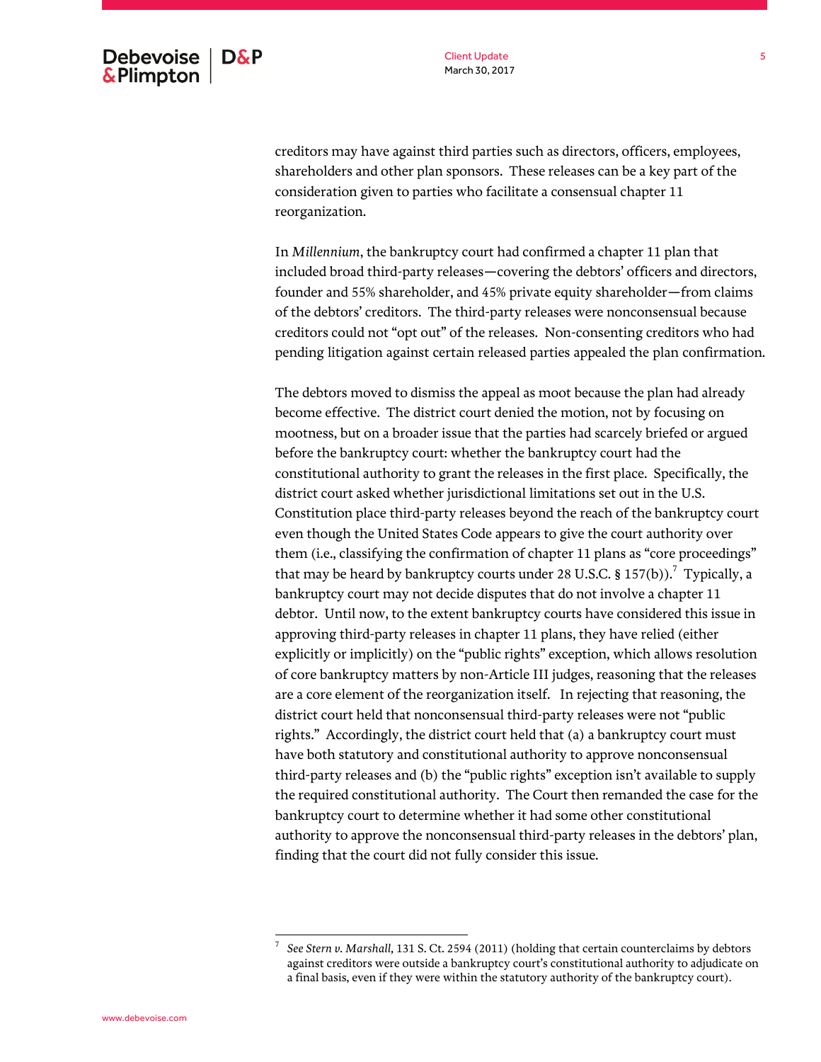creditors may have against third parties such as directors, officers, employees, shareholders and other plan sponsors. These releases can be a key part of the consideration given to parties who facilitate a consensual chapter 11 reorganization.

In *Millennium*, the bankruptcy court had confirmed a chapter 11 plan that included broad third-party releases—covering the debtors' officers and directors, founder and 55% shareholder, and 45% private equity shareholder—from claims of the debtors' creditors. The third-party releases were nonconsensual because creditors could not "opt out" of the releases. Non-consenting creditors who had pending litigation against certain released parties appealed the plan confirmation.

The debtors moved to dismiss the appeal as moot because the plan had already become effective. The district court denied the motion, not by focusing on mootness, but on a broader issue that the parties had scarcely briefed or argued before the bankruptcy court: whether the bankruptcy court had the constitutional authority to grant the releases in the first place. Specifically, the district court asked whether jurisdictional limitations set out in the U.S. Constitution place third-party releases beyond the reach of the bankruptcy court even though the United States Code appears to give the court authority over them (i.e., classifying the confirmation of chapter 11 plans as "core proceedings" that may be heard by bankruptcy courts under 28 U.S.C. § 157(b)).[7] Typically, a bankruptcy court may not decide disputes that do not involve a chapter 11 debtor. Until now, to the extent bankruptcy courts have considered this issue in approving third-party releases in chapter 11 plans, they have relied (either explicitly or implicitly) on the "public rights" exception, which allows resolution of core bankruptcy matters by non-Article III judges, reasoning that the releases are a core element of the reorganization itself. In rejecting that reasoning, the district court held that nonconsensual third-party releases were not "public rights." Accordingly, the district court held that (a) a bankruptcy court must have both statutory and constitutional authority to approve nonconsensual third-party releases and (b) the "public rights" exception isn't available to supply the required constitutional authority. The Court then remanded the case for the bankruptcy court to determine whether it had some other constitutional authority to approve the nonconsensual third-party releases in the debtors' plan, finding that the court did not fully consider this issue.

---

[7] *See Stern v. Marshall,* 131 S. Ct. 2594 (2011) (holding that certain counterclaims by debtors against creditors were outside a bankruptcy court's constitutional authority to adjudicate on a final basis, even if they were within the statutory authority of the bankruptcy court).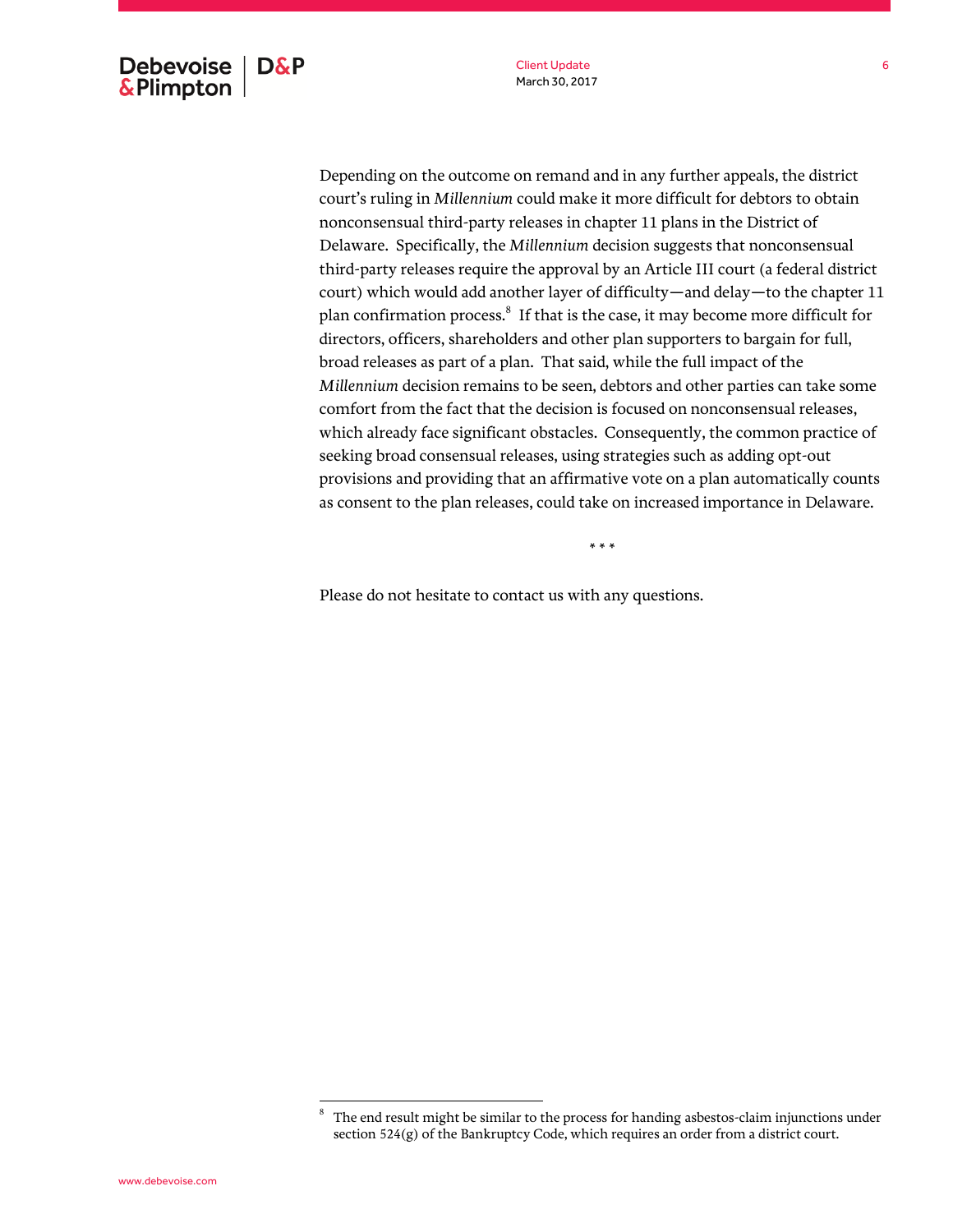Depending on the outcome on remand and in any further appeals, the district court's ruling in *Millennium* could make it more difficult for debtors to obtain nonconsensual third-party releases in chapter 11 plans in the District of Delaware. Specifically, the *Millennium* decision suggests that nonconsensual third-party releases require the approval by an Article III court (a federal district court) which would add another layer of difficulty—and delay—to the chapter 11 plan confirmation process.[8] If that is the case, it may become more difficult for directors, officers, shareholders and other plan supporters to bargain for full, broad releases as part of a plan. That said, while the full impact of the *Millennium* decision remains to be seen, debtors and other parties can take some comfort from the fact that the decision is focused on nonconsensual releases, which already face significant obstacles. Consequently, the common practice of seeking broad consensual releases, using strategies such as adding opt-out provisions and providing that an affirmative vote on a plan automatically counts as consent to the plan releases, could take on increased importance in Delaware.

\* \* \*

Please do not hesitate to contact us with any questions.

---

[8] The end result might be similar to the process for handing asbestos-claim injunctions under section 524(g) of the Bankruptcy Code, which requires an order from a district court.